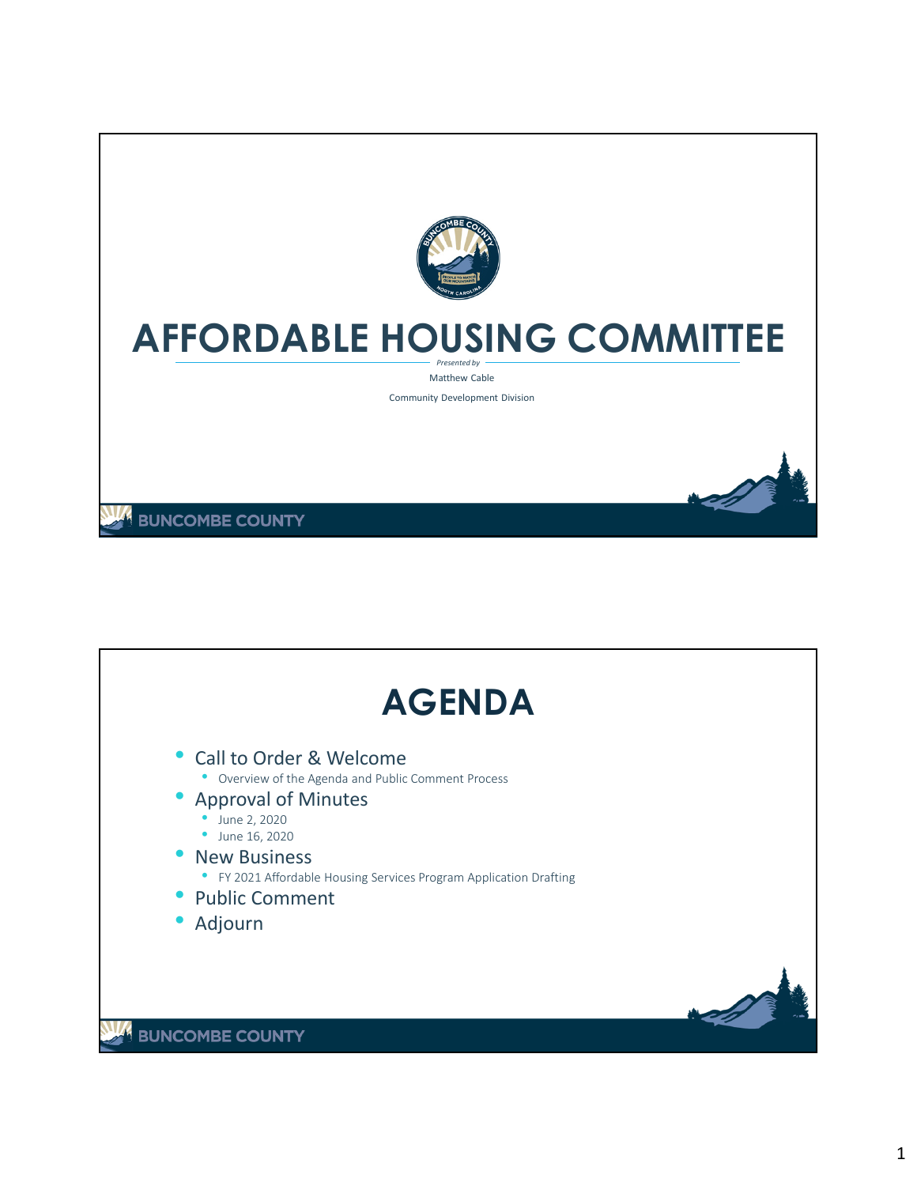# AFFORDABLE HOUSING COMMITTEE

*Presented by*

Matthew Cable

Community Development Division

BUNCOMBE COUNTY

## AGENDA

- Call to Order & Welcome
  - Overview of the Agenda and Public Comment Process
- Approval of Minutes
  - June 2, 2020
  - June 16, 2020
- New Business
  - FY 2021 Affordable Housing Services Program Application Drafting
- Public Comment
- Adjourn

BUNCOMBE COUNTY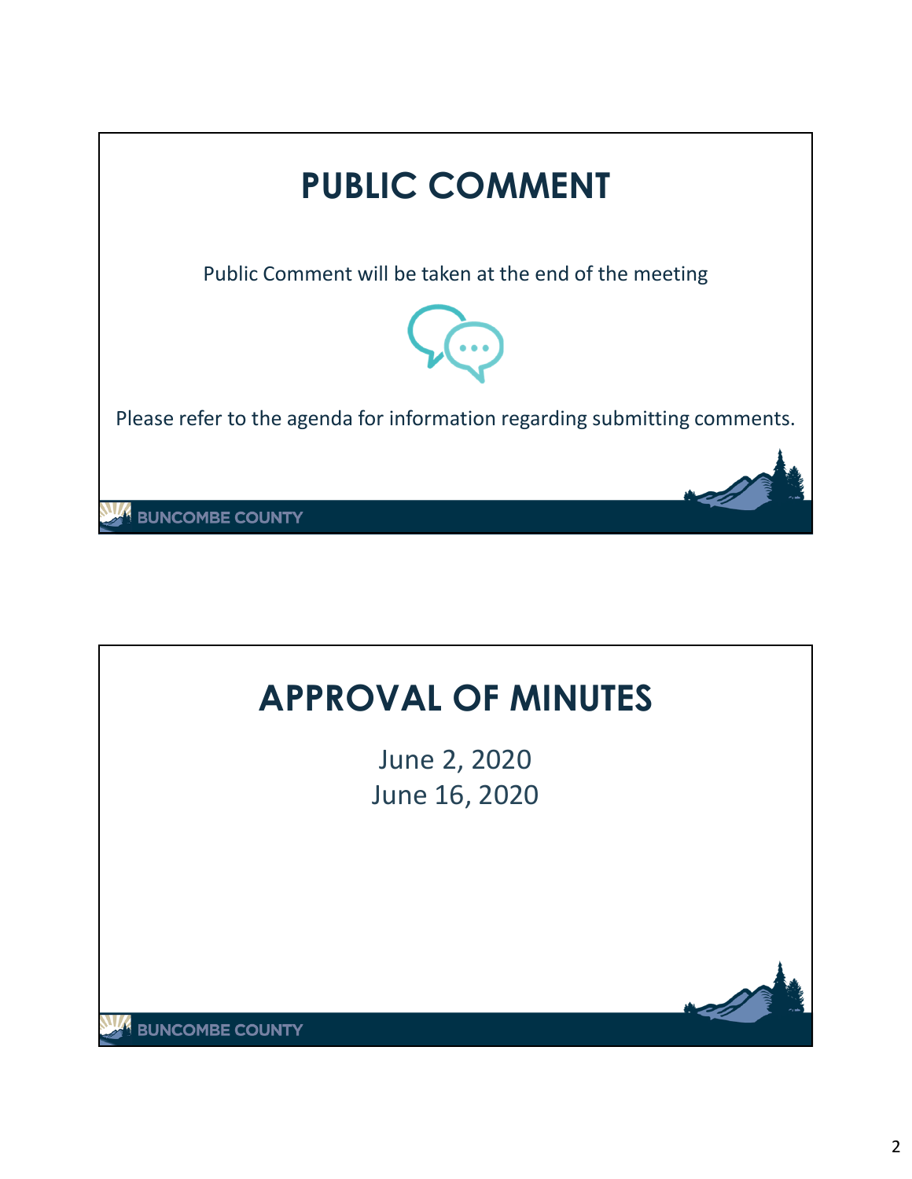# PUBLIC COMMENT

Public Comment will be taken at the end of the meeting

Please refer to the agenda for information regarding submitting comments.

BUNCOMBE COUNTY

# APPROVAL OF MINUTES

June 2, 2020
June 16, 2020

BUNCOMBE COUNTY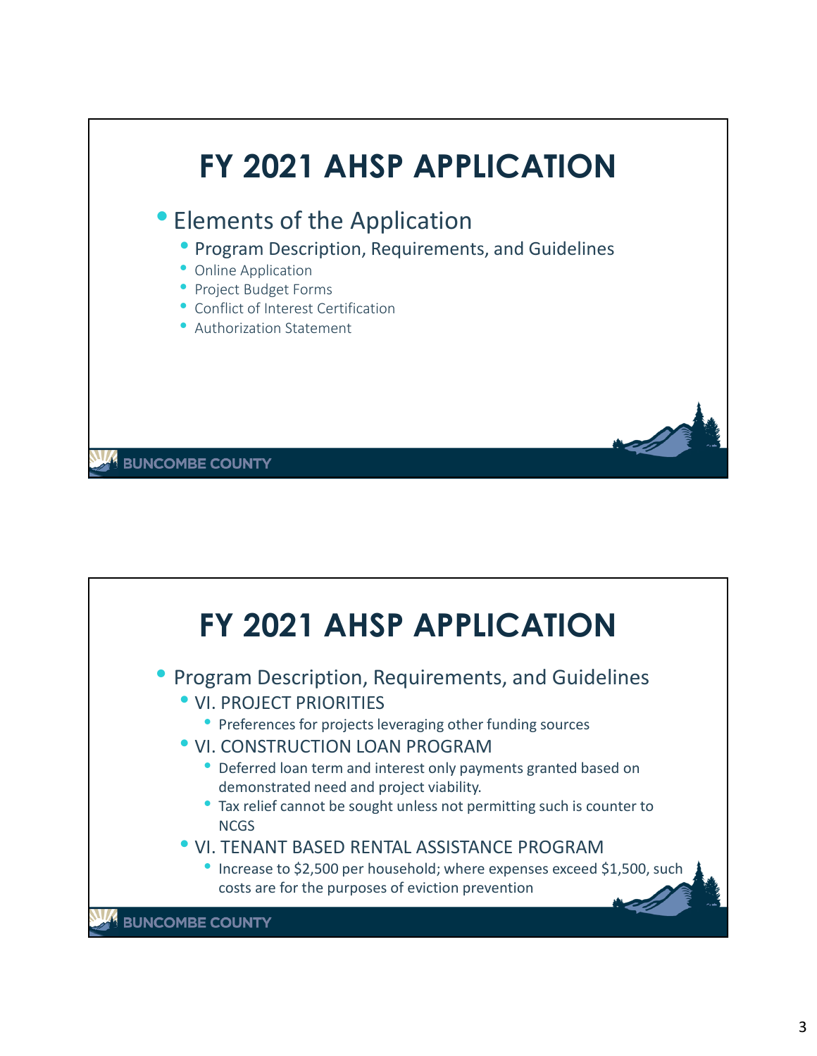# FY 2021 AHSP APPLICATION

- Elements of the Application
  - Program Description, Requirements, and Guidelines
  - Online Application
  - Project Budget Forms
  - Conflict of Interest Certification
  - Authorization Statement

BUNCOMBE COUNTY

# FY 2021 AHSP APPLICATION

- Program Description, Requirements, and Guidelines
  - VI. PROJECT PRIORITIES
    - Preferences for projects leveraging other funding sources
  - VI. CONSTRUCTION LOAN PROGRAM
    - Deferred loan term and interest only payments granted based on demonstrated need and project viability.
    - Tax relief cannot be sought unless not permitting such is counter to NCGS
  - VI. TENANT BASED RENTAL ASSISTANCE PROGRAM
    - Increase to $2,500 per household; where expenses exceed $1,500, such costs are for the purposes of eviction prevention

BUNCOMBE COUNTY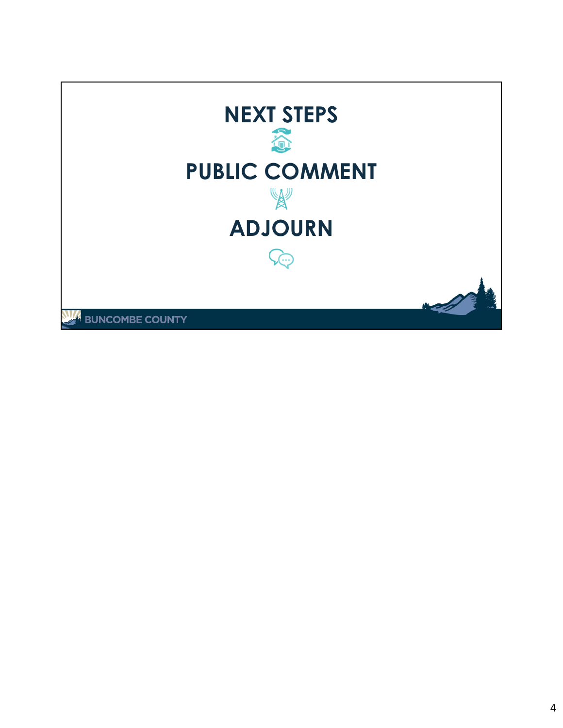# NEXT STEPS

# PUBLIC COMMENT

# ADJOURN

BUNCOMBE COUNTY